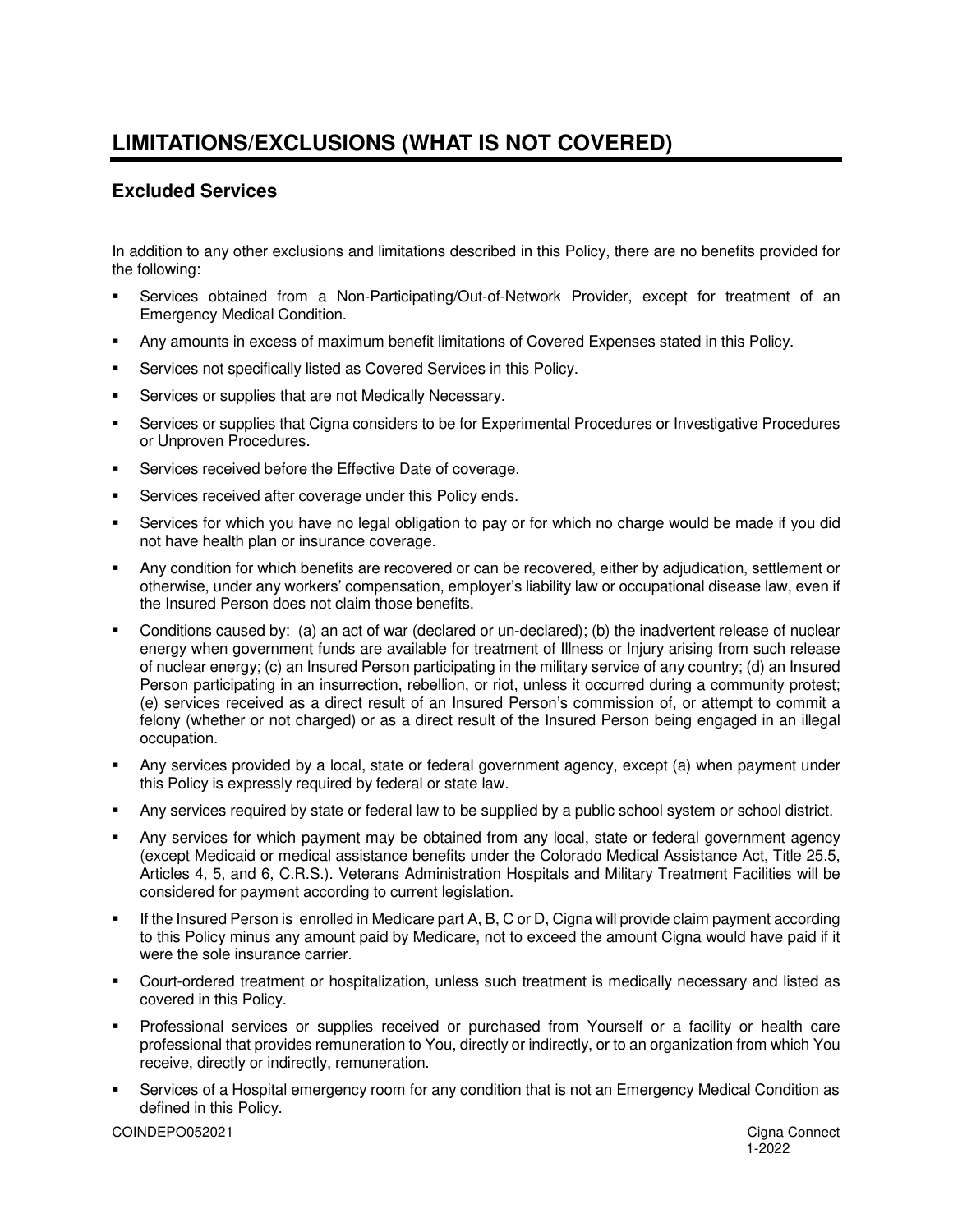# LIMITATIONS/EXCLUSIONS (WHAT IS NOT COVERED)

## Excluded Services

In addition to any other exclusions and limitations described in this Policy, there are no benefits provided for the following:

- Services obtained from a Non-Participating/Out-of-Network Provider, except for treatment of an Emergency Medical Condition.
- Any amounts in excess of maximum benefit limitations of Covered Expenses stated in this Policy.
- Services not specifically listed as Covered Services in this Policy.
- Services or supplies that are not Medically Necessary.
- Services or supplies that Cigna considers to be for Experimental Procedures or Investigative Procedures or Unproven Procedures.
- Services received before the Effective Date of coverage.
- Services received after coverage under this Policy ends.
- Services for which you have no legal obligation to pay or for which no charge would be made if you did not have health plan or insurance coverage.
- Any condition for which benefits are recovered or can be recovered, either by adjudication, settlement or otherwise, under any workers' compensation, employer's liability law or occupational disease law, even if the Insured Person does not claim those benefits.
- Conditions caused by: (a) an act of war (declared or un-declared); (b) the inadvertent release of nuclear energy when government funds are available for treatment of Illness or Injury arising from such release of nuclear energy; (c) an Insured Person participating in the military service of any country; (d) an Insured Person participating in an insurrection, rebellion, or riot, unless it occurred during a community protest; (e) services received as a direct result of an Insured Person's commission of, or attempt to commit a felony (whether or not charged) or as a direct result of the Insured Person being engaged in an illegal occupation.
- Any services provided by a local, state or federal government agency, except (a) when payment under this Policy is expressly required by federal or state law.
- Any services required by state or federal law to be supplied by a public school system or school district.
- Any services for which payment may be obtained from any local, state or federal government agency (except Medicaid or medical assistance benefits under the Colorado Medical Assistance Act, Title 25.5, Articles 4, 5, and 6, C.R.S.). Veterans Administration Hospitals and Military Treatment Facilities will be considered for payment according to current legislation.
- If the Insured Person is enrolled in Medicare part A, B, C or D, Cigna will provide claim payment according to this Policy minus any amount paid by Medicare, not to exceed the amount Cigna would have paid if it were the sole insurance carrier.
- Court-ordered treatment or hospitalization, unless such treatment is medically necessary and listed as covered in this Policy.
- Professional services or supplies received or purchased from Yourself or a facility or health care professional that provides remuneration to You, directly or indirectly, or to an organization from which You receive, directly or indirectly, remuneration.
- Services of a Hospital emergency room for any condition that is not an Emergency Medical Condition as defined in this Policy.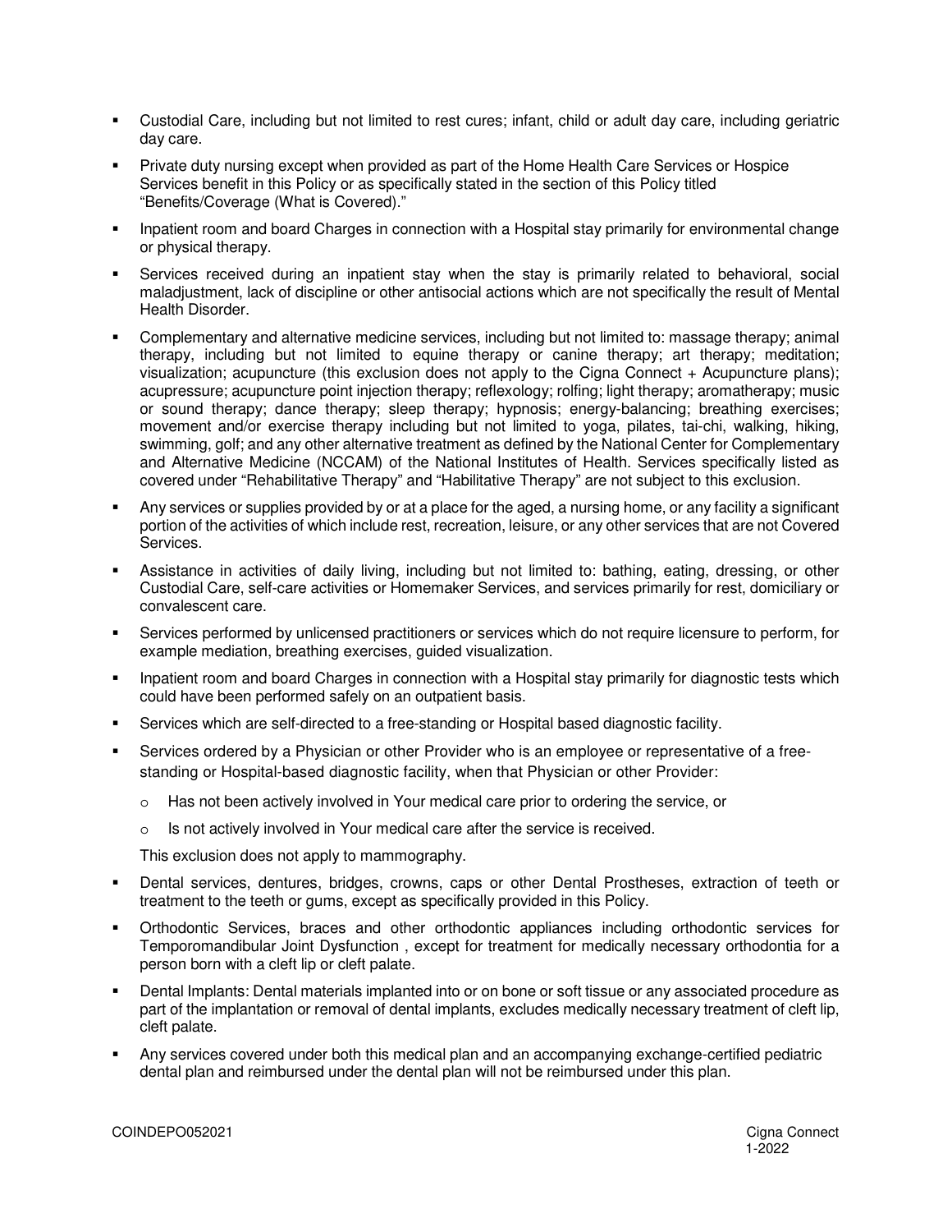- Custodial Care, including but not limited to rest cures; infant, child or adult day care, including geriatric day care.
- Private duty nursing except when provided as part of the Home Health Care Services or Hospice Services benefit in this Policy or as specifically stated in the section of this Policy titled "Benefits/Coverage (What is Covered)."
- Inpatient room and board Charges in connection with a Hospital stay primarily for environmental change or physical therapy.
- Services received during an inpatient stay when the stay is primarily related to behavioral, social maladjustment, lack of discipline or other antisocial actions which are not specifically the result of Mental Health Disorder.
- Complementary and alternative medicine services, including but not limited to: massage therapy; animal therapy, including but not limited to equine therapy or canine therapy; art therapy; meditation; visualization; acupuncture (this exclusion does not apply to the Cigna Connect + Acupuncture plans); acupressure; acupuncture point injection therapy; reflexology; rolfing; light therapy; aromatherapy; music or sound therapy; dance therapy; sleep therapy; hypnosis; energy-balancing; breathing exercises; movement and/or exercise therapy including but not limited to yoga, pilates, tai-chi, walking, hiking, swimming, golf; and any other alternative treatment as defined by the National Center for Complementary and Alternative Medicine (NCCAM) of the National Institutes of Health. Services specifically listed as covered under "Rehabilitative Therapy" and "Habilitative Therapy" are not subject to this exclusion.
- Any services or supplies provided by or at a place for the aged, a nursing home, or any facility a significant portion of the activities of which include rest, recreation, leisure, or any other services that are not Covered Services.
- Assistance in activities of daily living, including but not limited to: bathing, eating, dressing, or other Custodial Care, self-care activities or Homemaker Services, and services primarily for rest, domiciliary or convalescent care.
- Services performed by unlicensed practitioners or services which do not require licensure to perform, for example mediation, breathing exercises, guided visualization.
- Inpatient room and board Charges in connection with a Hospital stay primarily for diagnostic tests which could have been performed safely on an outpatient basis.
- Services which are self-directed to a free-standing or Hospital based diagnostic facility.
- Services ordered by a Physician or other Provider who is an employee or representative of a free-standing or Hospital-based diagnostic facility, when that Physician or other Provider:
  - Has not been actively involved in Your medical care prior to ordering the service, or
  - Is not actively involved in Your medical care after the service is received.

  This exclusion does not apply to mammography.
- Dental services, dentures, bridges, crowns, caps or other Dental Prostheses, extraction of teeth or treatment to the teeth or gums, except as specifically provided in this Policy.
- Orthodontic Services, braces and other orthodontic appliances including orthodontic services for Temporomandibular Joint Dysfunction , except for treatment for medically necessary orthodontia for a person born with a cleft lip or cleft palate.
- Dental Implants: Dental materials implanted into or on bone or soft tissue or any associated procedure as part of the implantation or removal of dental implants, excludes medically necessary treatment of cleft lip, cleft palate.
- Any services covered under both this medical plan and an accompanying exchange-certified pediatric dental plan and reimbursed under the dental plan will not be reimbursed under this plan.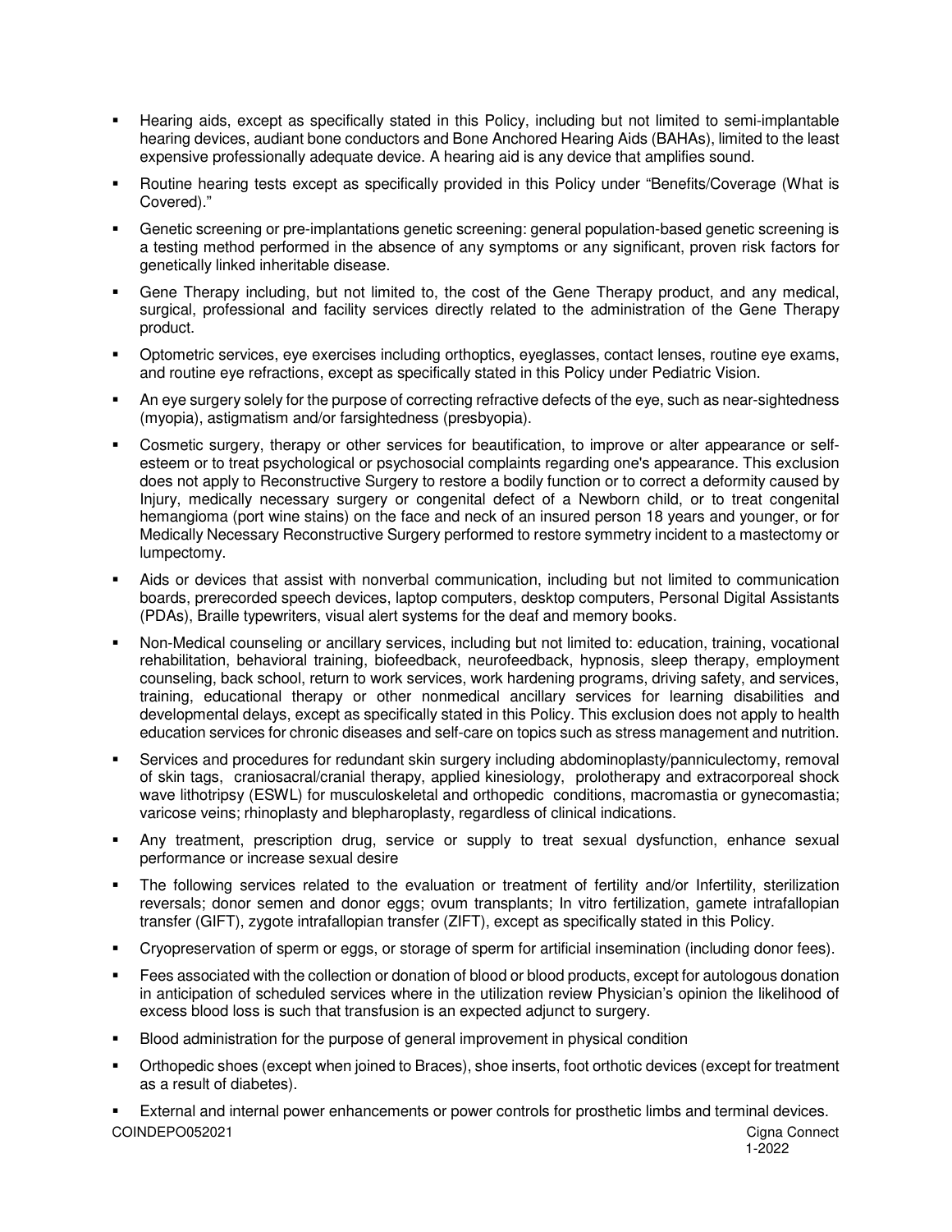- Hearing aids, except as specifically stated in this Policy, including but not limited to semi-implantable hearing devices, audiant bone conductors and Bone Anchored Hearing Aids (BAHAs), limited to the least expensive professionally adequate device. A hearing aid is any device that amplifies sound.
- Routine hearing tests except as specifically provided in this Policy under "Benefits/Coverage (What is Covered)."
- Genetic screening or pre-implantations genetic screening: general population-based genetic screening is a testing method performed in the absence of any symptoms or any significant, proven risk factors for genetically linked inheritable disease.
- Gene Therapy including, but not limited to, the cost of the Gene Therapy product, and any medical, surgical, professional and facility services directly related to the administration of the Gene Therapy product.
- Optometric services, eye exercises including orthoptics, eyeglasses, contact lenses, routine eye exams, and routine eye refractions, except as specifically stated in this Policy under Pediatric Vision.
- An eye surgery solely for the purpose of correcting refractive defects of the eye, such as near-sightedness (myopia), astigmatism and/or farsightedness (presbyopia).
- Cosmetic surgery, therapy or other services for beautification, to improve or alter appearance or self-esteem or to treat psychological or psychosocial complaints regarding one's appearance. This exclusion does not apply to Reconstructive Surgery to restore a bodily function or to correct a deformity caused by Injury, medically necessary surgery or congenital defect of a Newborn child, or to treat congenital hemangioma (port wine stains) on the face and neck of an insured person 18 years and younger, or for Medically Necessary Reconstructive Surgery performed to restore symmetry incident to a mastectomy or lumpectomy.
- Aids or devices that assist with nonverbal communication, including but not limited to communication boards, prerecorded speech devices, laptop computers, desktop computers, Personal Digital Assistants (PDAs), Braille typewriters, visual alert systems for the deaf and memory books.
- Non-Medical counseling or ancillary services, including but not limited to: education, training, vocational rehabilitation, behavioral training, biofeedback, neurofeedback, hypnosis, sleep therapy, employment counseling, back school, return to work services, work hardening programs, driving safety, and services, training, educational therapy or other nonmedical ancillary services for learning disabilities and developmental delays, except as specifically stated in this Policy. This exclusion does not apply to health education services for chronic diseases and self-care on topics such as stress management and nutrition.
- Services and procedures for redundant skin surgery including abdominoplasty/panniculectomy, removal of skin tags, craniosacral/cranial therapy, applied kinesiology, prolotherapy and extracorporeal shock wave lithotripsy (ESWL) for musculoskeletal and orthopedic conditions, macromastia or gynecomastia; varicose veins; rhinoplasty and blepharoplasty, regardless of clinical indications.
- Any treatment, prescription drug, service or supply to treat sexual dysfunction, enhance sexual performance or increase sexual desire
- The following services related to the evaluation or treatment of fertility and/or Infertility, sterilization reversals; donor semen and donor eggs; ovum transplants; In vitro fertilization, gamete intrafallopian transfer (GIFT), zygote intrafallopian transfer (ZIFT), except as specifically stated in this Policy.
- Cryopreservation of sperm or eggs, or storage of sperm for artificial insemination (including donor fees).
- Fees associated with the collection or donation of blood or blood products, except for autologous donation in anticipation of scheduled services where in the utilization review Physician's opinion the likelihood of excess blood loss is such that transfusion is an expected adjunct to surgery.
- Blood administration for the purpose of general improvement in physical condition
- Orthopedic shoes (except when joined to Braces), shoe inserts, foot orthotic devices (except for treatment as a result of diabetes).
- External and internal power enhancements or power controls for prosthetic limbs and terminal devices.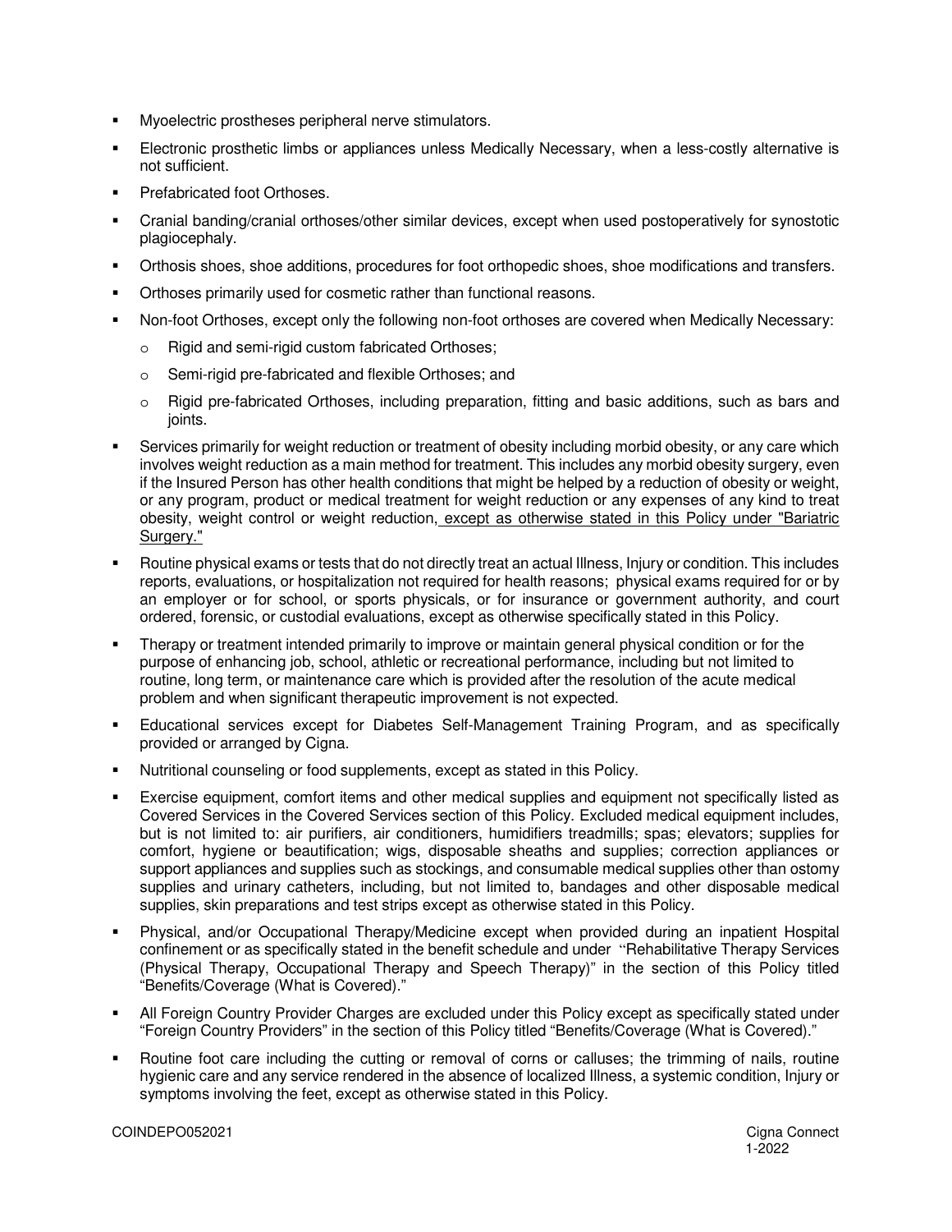- Myoelectric prostheses peripheral nerve stimulators.
- Electronic prosthetic limbs or appliances unless Medically Necessary, when a less-costly alternative is not sufficient.
- Prefabricated foot Orthoses.
- Cranial banding/cranial orthoses/other similar devices, except when used postoperatively for synostotic plagiocephaly.
- Orthosis shoes, shoe additions, procedures for foot orthopedic shoes, shoe modifications and transfers.
- Orthoses primarily used for cosmetic rather than functional reasons.
- Non-foot Orthoses, except only the following non-foot orthoses are covered when Medically Necessary:
  - Rigid and semi-rigid custom fabricated Orthoses;
  - Semi-rigid pre-fabricated and flexible Orthoses; and
  - Rigid pre-fabricated Orthoses, including preparation, fitting and basic additions, such as bars and joints.
- Services primarily for weight reduction or treatment of obesity including morbid obesity, or any care which involves weight reduction as a main method for treatment. This includes any morbid obesity surgery, even if the Insured Person has other health conditions that might be helped by a reduction of obesity or weight, or any program, product or medical treatment for weight reduction or any expenses of any kind to treat obesity, weight control or weight reduction, <u>except as otherwise stated in this Policy under "Bariatric Surgery."</u>
- Routine physical exams or tests that do not directly treat an actual Illness, Injury or condition. This includes reports, evaluations, or hospitalization not required for health reasons; physical exams required for or by an employer or for school, or sports physicals, or for insurance or government authority, and court ordered, forensic, or custodial evaluations, except as otherwise specifically stated in this Policy.
- Therapy or treatment intended primarily to improve or maintain general physical condition or for the purpose of enhancing job, school, athletic or recreational performance, including but not limited to routine, long term, or maintenance care which is provided after the resolution of the acute medical problem and when significant therapeutic improvement is not expected.
- Educational services except for Diabetes Self-Management Training Program, and as specifically provided or arranged by Cigna.
- Nutritional counseling or food supplements, except as stated in this Policy.
- Exercise equipment, comfort items and other medical supplies and equipment not specifically listed as Covered Services in the Covered Services section of this Policy. Excluded medical equipment includes, but is not limited to: air purifiers, air conditioners, humidifiers treadmills; spas; elevators; supplies for comfort, hygiene or beautification; wigs, disposable sheaths and supplies; correction appliances or support appliances and supplies such as stockings, and consumable medical supplies other than ostomy supplies and urinary catheters, including, but not limited to, bandages and other disposable medical supplies, skin preparations and test strips except as otherwise stated in this Policy.
- Physical, and/or Occupational Therapy/Medicine except when provided during an inpatient Hospital confinement or as specifically stated in the benefit schedule and under "Rehabilitative Therapy Services (Physical Therapy, Occupational Therapy and Speech Therapy)" in the section of this Policy titled "Benefits/Coverage (What is Covered)."
- All Foreign Country Provider Charges are excluded under this Policy except as specifically stated under "Foreign Country Providers" in the section of this Policy titled "Benefits/Coverage (What is Covered)."
- Routine foot care including the cutting or removal of corns or calluses; the trimming of nails, routine hygienic care and any service rendered in the absence of localized Illness, a systemic condition, Injury or symptoms involving the feet, except as otherwise stated in this Policy.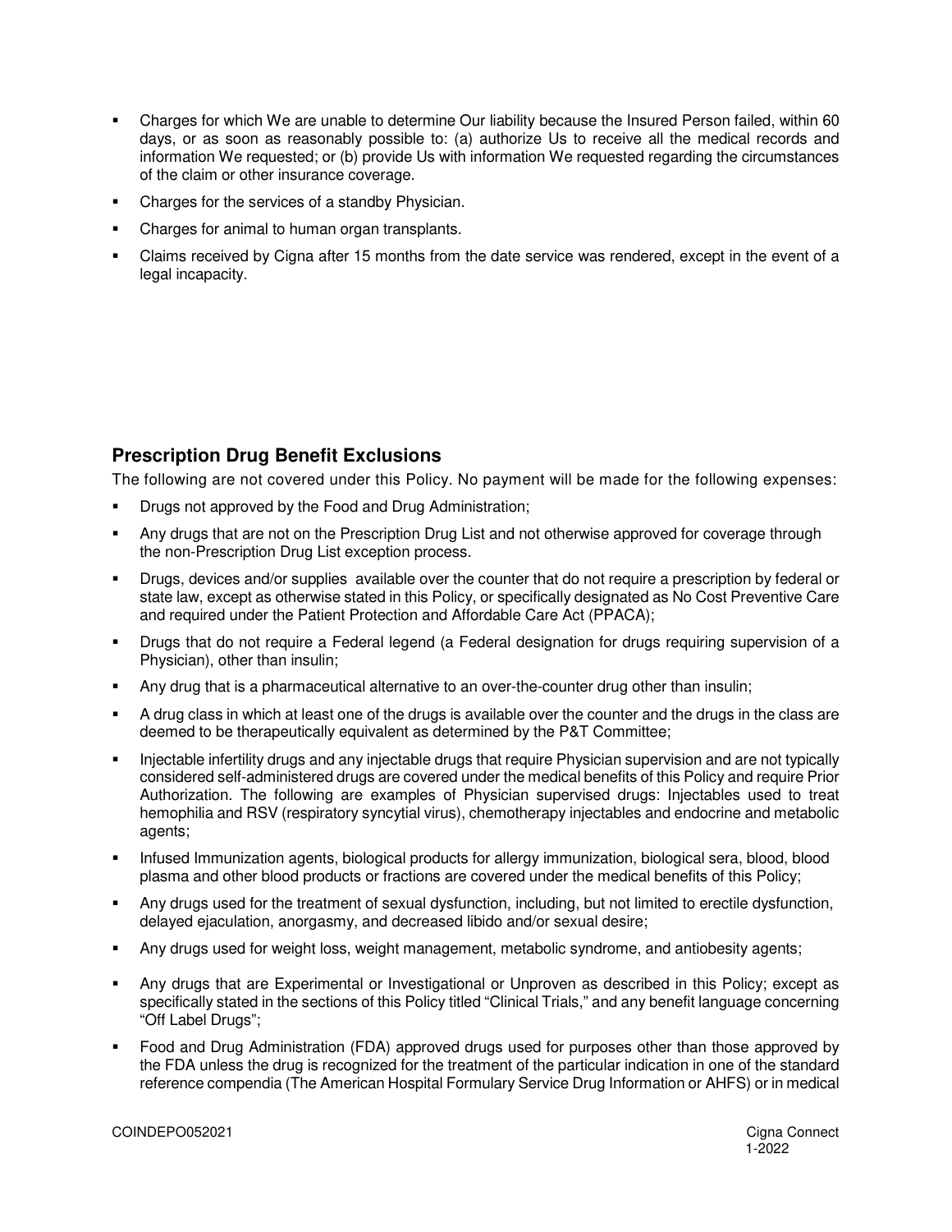- Charges for which We are unable to determine Our liability because the Insured Person failed, within 60 days, or as soon as reasonably possible to: (a) authorize Us to receive all the medical records and information We requested; or (b) provide Us with information We requested regarding the circumstances of the claim or other insurance coverage.
- Charges for the services of a standby Physician.
- Charges for animal to human organ transplants.
- Claims received by Cigna after 15 months from the date service was rendered, except in the event of a legal incapacity.

## Prescription Drug Benefit Exclusions

The following are not covered under this Policy. No payment will be made for the following expenses:

- Drugs not approved by the Food and Drug Administration;
- Any drugs that are not on the Prescription Drug List and not otherwise approved for coverage through the non-Prescription Drug List exception process.
- Drugs, devices and/or supplies available over the counter that do not require a prescription by federal or state law, except as otherwise stated in this Policy, or specifically designated as No Cost Preventive Care and required under the Patient Protection and Affordable Care Act (PPACA);
- Drugs that do not require a Federal legend (a Federal designation for drugs requiring supervision of a Physician), other than insulin;
- Any drug that is a pharmaceutical alternative to an over-the-counter drug other than insulin;
- A drug class in which at least one of the drugs is available over the counter and the drugs in the class are deemed to be therapeutically equivalent as determined by the P&T Committee;
- Injectable infertility drugs and any injectable drugs that require Physician supervision and are not typically considered self-administered drugs are covered under the medical benefits of this Policy and require Prior Authorization. The following are examples of Physician supervised drugs: Injectables used to treat hemophilia and RSV (respiratory syncytial virus), chemotherapy injectables and endocrine and metabolic agents;
- Infused Immunization agents, biological products for allergy immunization, biological sera, blood, blood plasma and other blood products or fractions are covered under the medical benefits of this Policy;
- Any drugs used for the treatment of sexual dysfunction, including, but not limited to erectile dysfunction, delayed ejaculation, anorgasmy, and decreased libido and/or sexual desire;
- Any drugs used for weight loss, weight management, metabolic syndrome, and antiobesity agents;
- Any drugs that are Experimental or Investigational or Unproven as described in this Policy; except as specifically stated in the sections of this Policy titled "Clinical Trials," and any benefit language concerning "Off Label Drugs";
- Food and Drug Administration (FDA) approved drugs used for purposes other than those approved by the FDA unless the drug is recognized for the treatment of the particular indication in one of the standard reference compendia (The American Hospital Formulary Service Drug Information or AHFS) or in medical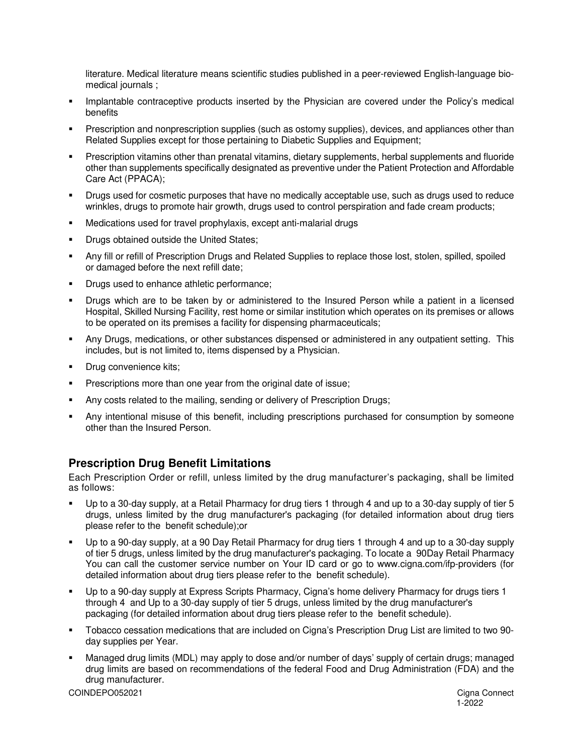literature. Medical literature means scientific studies published in a peer-reviewed English-language bio-medical journals ;

- Implantable contraceptive products inserted by the Physician are covered under the Policy's medical benefits
- Prescription and nonprescription supplies (such as ostomy supplies), devices, and appliances other than Related Supplies except for those pertaining to Diabetic Supplies and Equipment;
- Prescription vitamins other than prenatal vitamins, dietary supplements, herbal supplements and fluoride other than supplements specifically designated as preventive under the Patient Protection and Affordable Care Act (PPACA);
- Drugs used for cosmetic purposes that have no medically acceptable use, such as drugs used to reduce wrinkles, drugs to promote hair growth, drugs used to control perspiration and fade cream products;
- Medications used for travel prophylaxis, except anti-malarial drugs
- Drugs obtained outside the United States;
- Any fill or refill of Prescription Drugs and Related Supplies to replace those lost, stolen, spilled, spoiled or damaged before the next refill date;
- Drugs used to enhance athletic performance;
- Drugs which are to be taken by or administered to the Insured Person while a patient in a licensed Hospital, Skilled Nursing Facility, rest home or similar institution which operates on its premises or allows to be operated on its premises a facility for dispensing pharmaceuticals;
- Any Drugs, medications, or other substances dispensed or administered in any outpatient setting. This includes, but is not limited to, items dispensed by a Physician.
- Drug convenience kits;
- Prescriptions more than one year from the original date of issue;
- Any costs related to the mailing, sending or delivery of Prescription Drugs;
- Any intentional misuse of this benefit, including prescriptions purchased for consumption by someone other than the Insured Person.

## Prescription Drug Benefit Limitations

Each Prescription Order or refill, unless limited by the drug manufacturer's packaging, shall be limited as follows:

- Up to a 30-day supply, at a Retail Pharmacy for drug tiers 1 through 4 and up to a 30-day supply of tier 5 drugs, unless limited by the drug manufacturer's packaging (for detailed information about drug tiers please refer to the benefit schedule);or
- Up to a 90-day supply, at a 90 Day Retail Pharmacy for drug tiers 1 through 4 and up to a 30-day supply of tier 5 drugs, unless limited by the drug manufacturer's packaging. To locate a 90Day Retail Pharmacy You can call the customer service number on Your ID card or go to www.cigna.com/ifp-providers (for detailed information about drug tiers please refer to the benefit schedule).
- Up to a 90-day supply at Express Scripts Pharmacy, Cigna's home delivery Pharmacy for drugs tiers 1 through 4 and Up to a 30-day supply of tier 5 drugs, unless limited by the drug manufacturer's packaging (for detailed information about drug tiers please refer to the benefit schedule).
- Tobacco cessation medications that are included on Cigna's Prescription Drug List are limited to two 90-day supplies per Year.
- Managed drug limits (MDL) may apply to dose and/or number of days' supply of certain drugs; managed drug limits are based on recommendations of the federal Food and Drug Administration (FDA) and the drug manufacturer.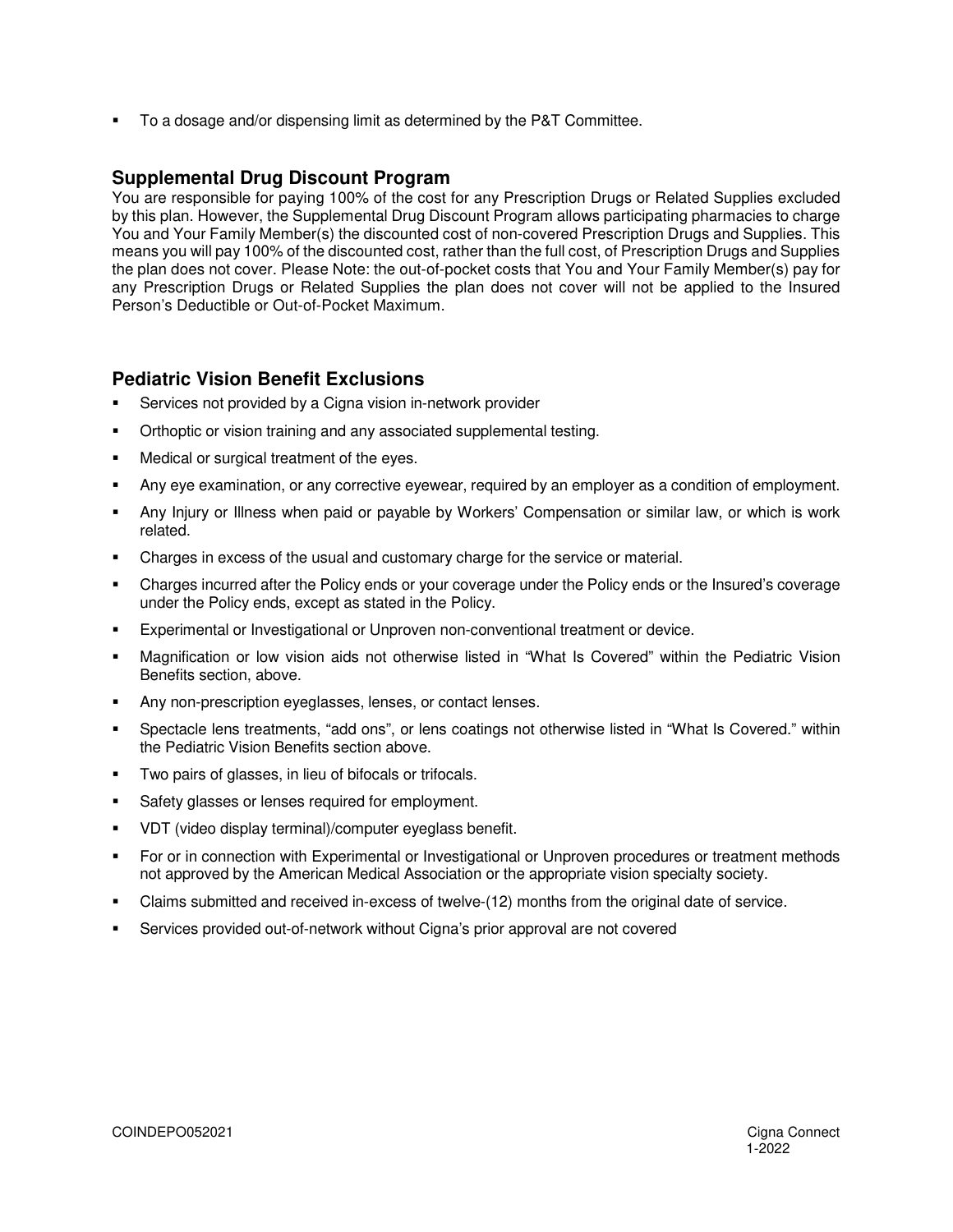- To a dosage and/or dispensing limit as determined by the P&T Committee.

## Supplemental Drug Discount Program

You are responsible for paying 100% of the cost for any Prescription Drugs or Related Supplies excluded by this plan. However, the Supplemental Drug Discount Program allows participating pharmacies to charge You and Your Family Member(s) the discounted cost of non-covered Prescription Drugs and Supplies. This means you will pay 100% of the discounted cost, rather than the full cost, of Prescription Drugs and Supplies the plan does not cover. Please Note: the out-of-pocket costs that You and Your Family Member(s) pay for any Prescription Drugs or Related Supplies the plan does not cover will not be applied to the Insured Person's Deductible or Out-of-Pocket Maximum.

## Pediatric Vision Benefit Exclusions

- Services not provided by a Cigna vision in-network provider
- Orthoptic or vision training and any associated supplemental testing.
- Medical or surgical treatment of the eyes.
- Any eye examination, or any corrective eyewear, required by an employer as a condition of employment.
- Any Injury or Illness when paid or payable by Workers' Compensation or similar law, or which is work related.
- Charges in excess of the usual and customary charge for the service or material.
- Charges incurred after the Policy ends or your coverage under the Policy ends or the Insured's coverage under the Policy ends, except as stated in the Policy.
- Experimental or Investigational or Unproven non-conventional treatment or device.
- Magnification or low vision aids not otherwise listed in "What Is Covered" within the Pediatric Vision Benefits section, above.
- Any non-prescription eyeglasses, lenses, or contact lenses.
- Spectacle lens treatments, "add ons", or lens coatings not otherwise listed in "What Is Covered." within the Pediatric Vision Benefits section above.
- Two pairs of glasses, in lieu of bifocals or trifocals.
- Safety glasses or lenses required for employment.
- VDT (video display terminal)/computer eyeglass benefit.
- For or in connection with Experimental or Investigational or Unproven procedures or treatment methods not approved by the American Medical Association or the appropriate vision specialty society.
- Claims submitted and received in-excess of twelve-(12) months from the original date of service.
- Services provided out-of-network without Cigna's prior approval are not covered